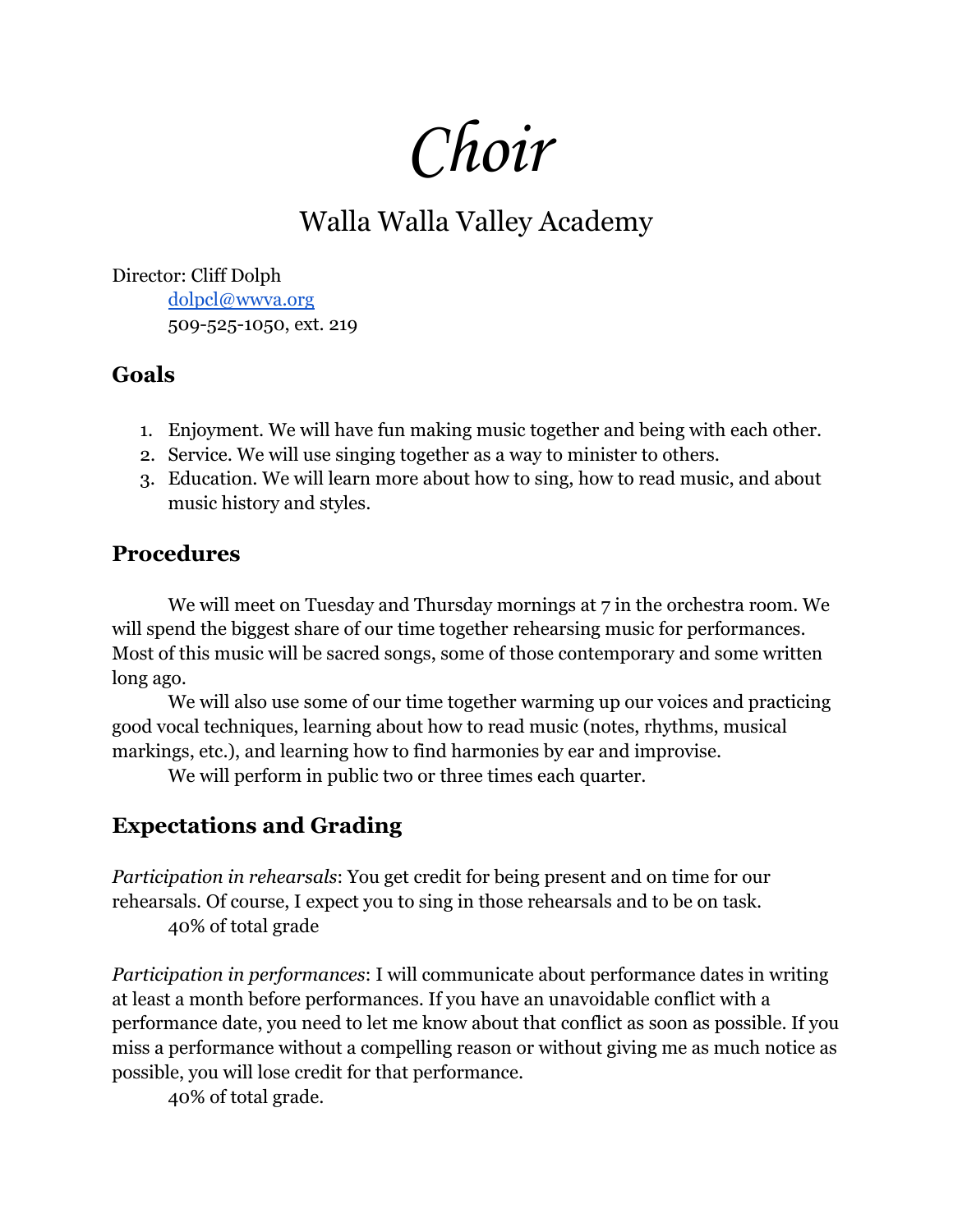# *Choir*

## Walla Walla Valley Academy

Director: Cliff Dolph
dolpcl@wwva.org
509-525-1050, ext. 219

### Goals

1. Enjoyment. We will have fun making music together and being with each other.
2. Service. We will use singing together as a way to minister to others.
3. Education. We will learn more about how to sing, how to read music, and about music history and styles.

### Procedures

We will meet on Tuesday and Thursday mornings at 7 in the orchestra room. We will spend the biggest share of our time together rehearsing music for performances. Most of this music will be sacred songs, some of those contemporary and some written long ago.

We will also use some of our time together warming up our voices and practicing good vocal techniques, learning about how to read music (notes, rhythms, musical markings, etc.), and learning how to find harmonies by ear and improvise.

We will perform in public two or three times each quarter.

### Expectations and Grading

*Participation in rehearsals*: You get credit for being present and on time for our rehearsals. Of course, I expect you to sing in those rehearsals and to be on task.
40% of total grade

*Participation in performances*: I will communicate about performance dates in writing at least a month before performances. If you have an unavoidable conflict with a performance date, you need to let me know about that conflict as soon as possible. If you miss a performance without a compelling reason or without giving me as much notice as possible, you will lose credit for that performance.
40% of total grade.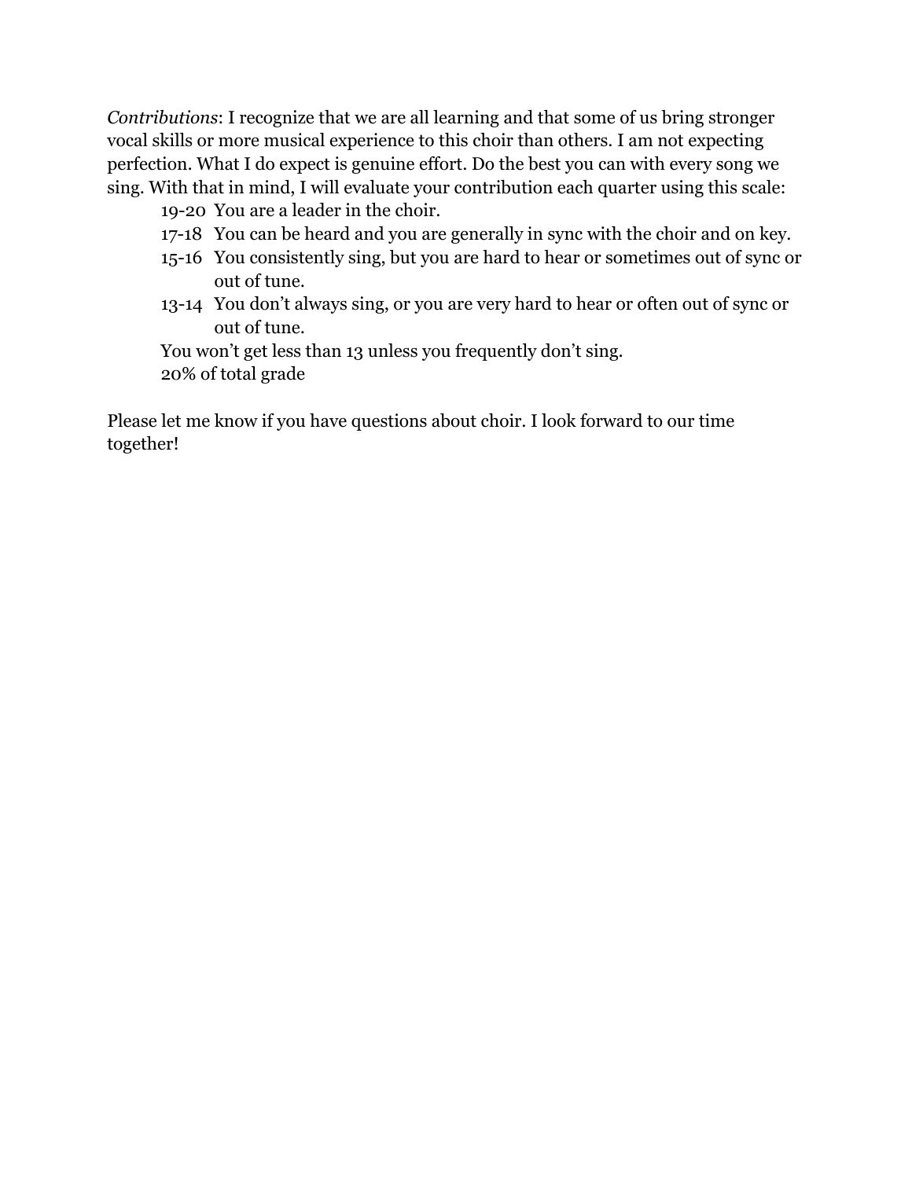*Contributions*: I recognize that we are all learning and that some of us bring stronger vocal skills or more musical experience to this choir than others. I am not expecting perfection. What I do expect is genuine effort. Do the best you can with every song we sing. With that in mind, I will evaluate your contribution each quarter using this scale:

- 19-20 You are a leader in the choir.
- 17-18 You can be heard and you are generally in sync with the choir and on key.
- 15-16 You consistently sing, but you are hard to hear or sometimes out of sync or out of tune.
- 13-14 You don't always sing, or you are very hard to hear or often out of sync or out of tune.

You won't get less than 13 unless you frequently don't sing.
20% of total grade

Please let me know if you have questions about choir. I look forward to our time together!